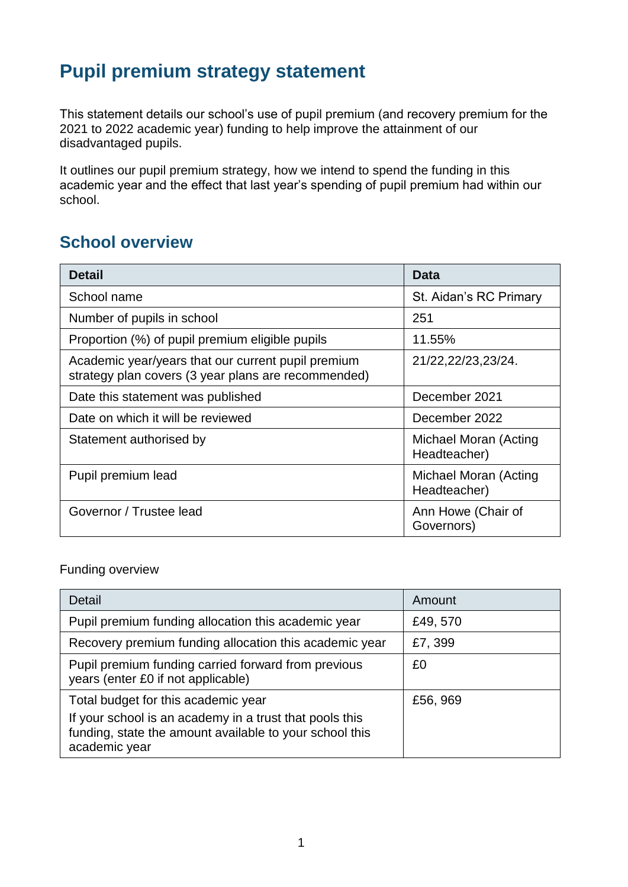# Pupil premium strategy statement

This statement details our school's use of pupil premium (and recovery premium for the 2021 to 2022 academic year) funding to help improve the attainment of our disadvantaged pupils.

It outlines our pupil premium strategy, how we intend to spend the funding in this academic year and the effect that last year's spending of pupil premium had within our school.

## School overview

| Detail | Data |
|---|---|
| School name | St. Aidan's RC Primary |
| Number of pupils in school | 251 |
| Proportion (%) of pupil premium eligible pupils | 11.55% |
| Academic year/years that our current pupil premium strategy plan covers (3 year plans are recommended) | 21/22,22/23,23/24. |
| Date this statement was published | December 2021 |
| Date on which it will be reviewed | December 2022 |
| Statement authorised by | Michael Moran (Acting Headteacher) |
| Pupil premium lead | Michael Moran (Acting Headteacher) |
| Governor / Trustee lead | Ann Howe (Chair of Governors) |

Funding overview

| Detail | Amount |
|---|---|
| Pupil premium funding allocation this academic year | £49, 570 |
| Recovery premium funding allocation this academic year | £7, 399 |
| Pupil premium funding carried forward from previous years (enter £0 if not applicable) | £0 |
| Total budget for this academic year<br>If your school is an academy in a trust that pools this funding, state the amount available to your school this academic year | £56, 969 |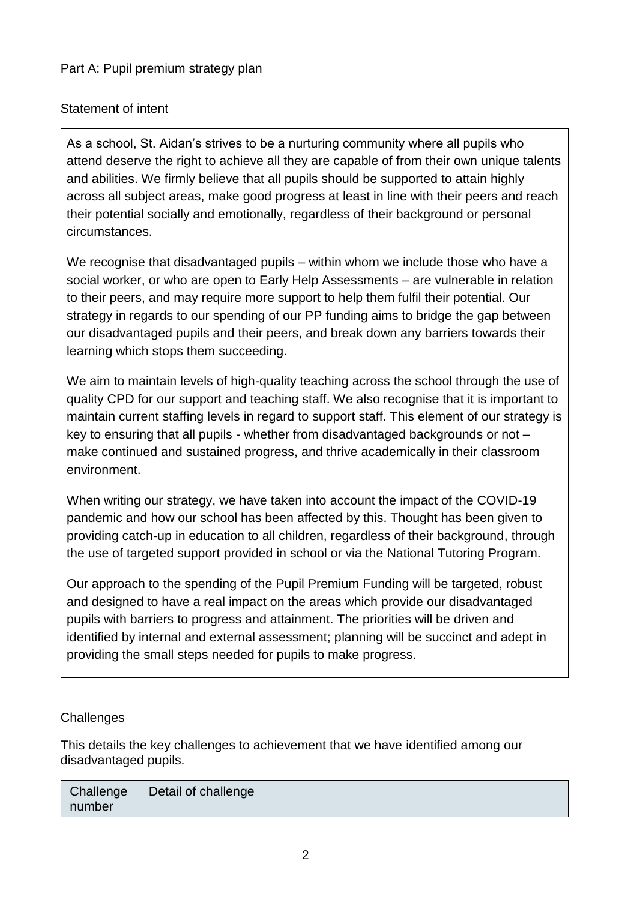## Part A: Pupil premium strategy plan

### Statement of intent

As a school, St. Aidan's strives to be a nurturing community where all pupils who attend deserve the right to achieve all they are capable of from their own unique talents and abilities. We firmly believe that all pupils should be supported to attain highly across all subject areas, make good progress at least in line with their peers and reach their potential socially and emotionally, regardless of their background or personal circumstances.

We recognise that disadvantaged pupils – within whom we include those who have a social worker, or who are open to Early Help Assessments – are vulnerable in relation to their peers, and may require more support to help them fulfil their potential. Our strategy in regards to our spending of our PP funding aims to bridge the gap between our disadvantaged pupils and their peers, and break down any barriers towards their learning which stops them succeeding.

We aim to maintain levels of high-quality teaching across the school through the use of quality CPD for our support and teaching staff. We also recognise that it is important to maintain current staffing levels in regard to support staff. This element of our strategy is key to ensuring that all pupils - whether from disadvantaged backgrounds or not – make continued and sustained progress, and thrive academically in their classroom environment.

When writing our strategy, we have taken into account the impact of the COVID-19 pandemic and how our school has been affected by this. Thought has been given to providing catch-up in education to all children, regardless of their background, through the use of targeted support provided in school or via the National Tutoring Program.

Our approach to the spending of the Pupil Premium Funding will be targeted, robust and designed to have a real impact on the areas which provide our disadvantaged pupils with barriers to progress and attainment. The priorities will be driven and identified by internal and external assessment; planning will be succinct and adept in providing the small steps needed for pupils to make progress.

### Challenges

This details the key challenges to achievement that we have identified among our disadvantaged pupils.

| Challenge number | Detail of challenge |
|---|---|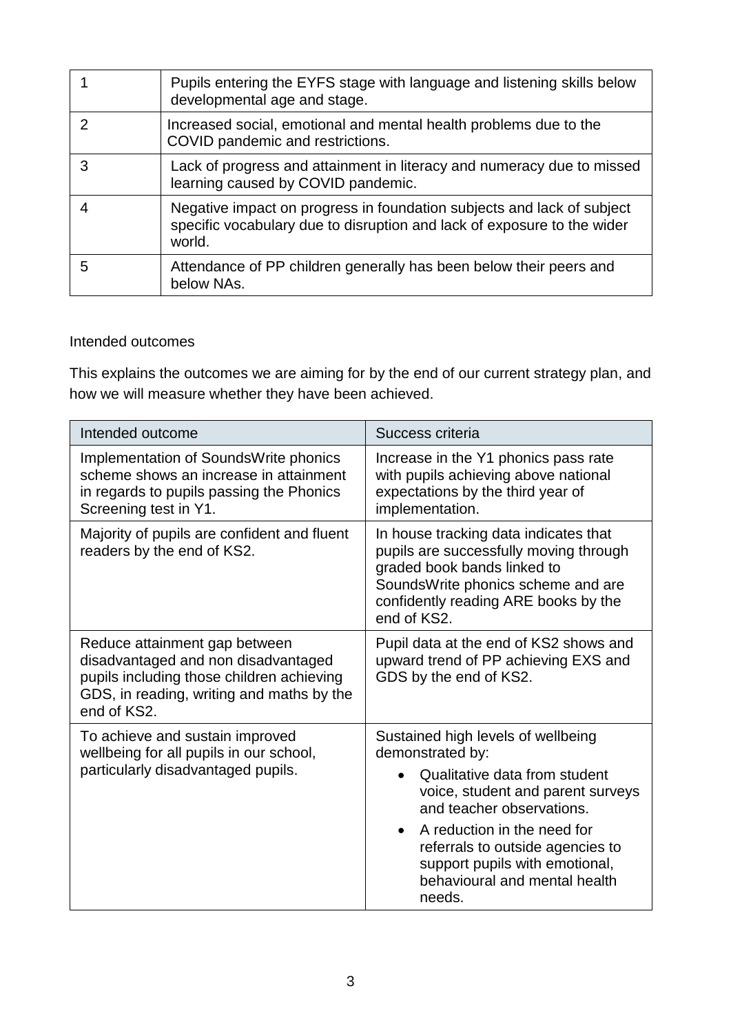| | |
|---|---|
| 1 | Pupils entering the EYFS stage with language and listening skills below developmental age and stage. |
| 2 | Increased social, emotional and mental health problems due to the COVID pandemic and restrictions. |
| 3 | Lack of progress and attainment in literacy and numeracy due to missed learning caused by COVID pandemic. |
| 4 | Negative impact on progress in foundation subjects and lack of subject specific vocabulary due to disruption and lack of exposure to the wider world. |
| 5 | Attendance of PP children generally has been below their peers and below NAs. |

Intended outcomes

This explains the outcomes we are aiming for by the end of our current strategy plan, and how we will measure whether they have been achieved.

| Intended outcome | Success criteria |
|---|---|
| Implementation of SoundsWrite phonics scheme shows an increase in attainment in regards to pupils passing the Phonics Screening test in Y1. | Increase in the Y1 phonics pass rate with pupils achieving above national expectations by the third year of implementation. |
| Majority of pupils are confident and fluent readers by the end of KS2. | In house tracking data indicates that pupils are successfully moving through graded book bands linked to SoundsWrite phonics scheme and are confidently reading ARE books by the end of KS2. |
| Reduce attainment gap between disadvantaged and non disadvantaged pupils including those children achieving GDS, in reading, writing and maths by the end of KS2. | Pupil data at the end of KS2 shows and upward trend of PP achieving EXS and GDS by the end of KS2. |
| To achieve and sustain improved wellbeing for all pupils in our school, particularly disadvantaged pupils. | Sustained high levels of wellbeing demonstrated by:<br>• Qualitative data from student voice, student and parent surveys and teacher observations.<br>• A reduction in the need for referrals to outside agencies to support pupils with emotional, behavioural and mental health needs. |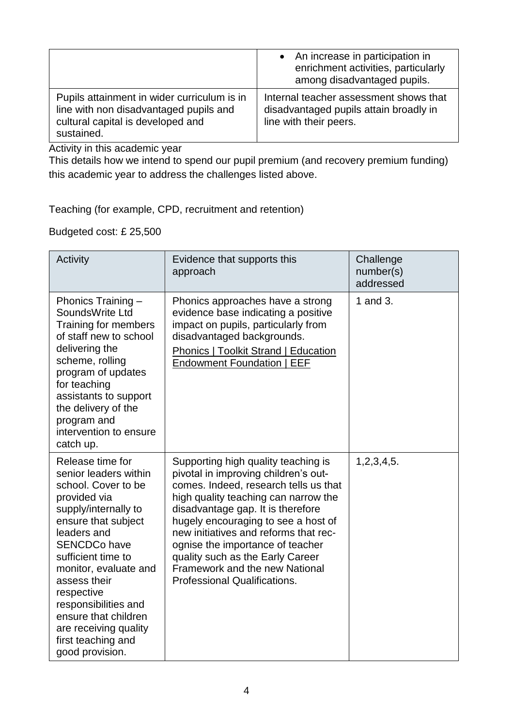| | |
|---|---|
| | • An increase in participation in enrichment activities, particularly among disadvantaged pupils. |
| Pupils attainment in wider curriculum is in line with non disadvantaged pupils and cultural capital is developed and sustained. | Internal teacher assessment shows that disadvantaged pupils attain broadly in line with their peers. |

Activity in this academic year

This details how we intend to spend our pupil premium (and recovery premium funding) this academic year to address the challenges listed above.

Teaching (for example, CPD, recruitment and retention)

Budgeted cost: £ 25,500

| Activity | Evidence that supports this approach | Challenge number(s) addressed |
|---|---|---|
| Phonics Training – SoundsWrite Ltd Training for members of staff new to school delivering the scheme, rolling program of updates for teaching assistants to support the delivery of the program and intervention to ensure catch up. | Phonics approaches have a strong evidence base indicating a positive impact on pupils, particularly from disadvantaged backgrounds. Phonics \| Toolkit Strand \| Education Endowment Foundation \| EEF | 1 and 3. |
| Release time for senior leaders within school. Cover to be provided via supply/internally to ensure that subject leaders and SENCDCo have sufficient time to monitor, evaluate and assess their respective responsibilities and ensure that children are receiving quality first teaching and good provision. | Supporting high quality teaching is pivotal in improving children's outcomes. Indeed, research tells us that high quality teaching can narrow the disadvantage gap. It is therefore hugely encouraging to see a host of new initiatives and reforms that recognise the importance of teacher quality such as the Early Career Framework and the new National Professional Qualifications. | 1,2,3,4,5. |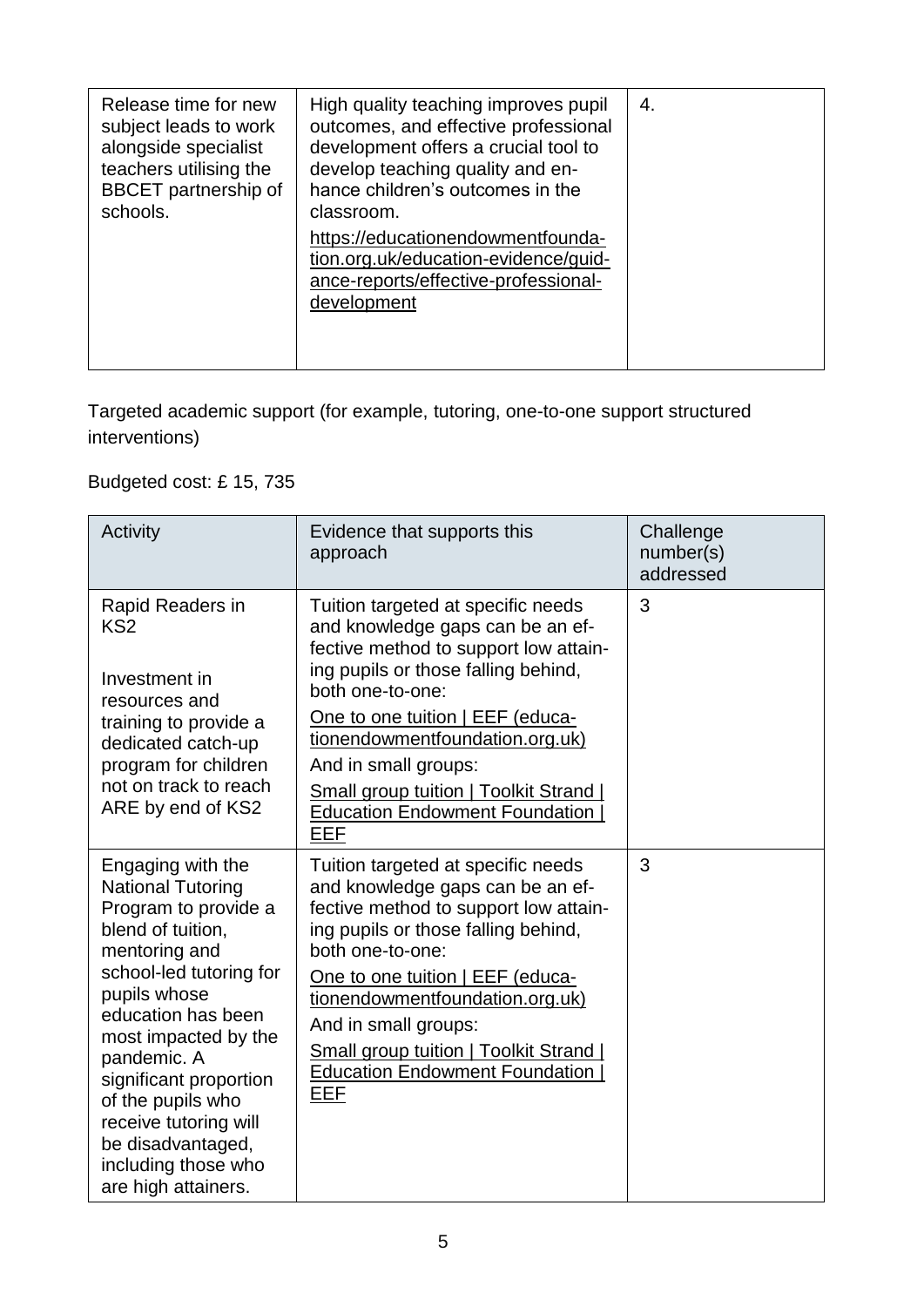| | | |
|---|---|---|
| Release time for new subject leads to work alongside specialist teachers utilising the BBCET partnership of schools. | High quality teaching improves pupil outcomes, and effective professional development offers a crucial tool to develop teaching quality and enhance children's outcomes in the classroom. https://educationendowmentfoundation.org.uk/education-evidence/guidance-reports/effective-professional-development | 4. |

Targeted academic support (for example, tutoring, one-to-one support structured interventions)

Budgeted cost: £ 15, 735

| Activity | Evidence that supports this approach | Challenge number(s) addressed |
|---|---|---|
| Rapid Readers in KS2<br><br>Investment in resources and training to provide a dedicated catch-up program for children not on track to reach ARE by end of KS2 | Tuition targeted at specific needs and knowledge gaps can be an effective method to support low attaining pupils or those falling behind, both one-to-one:<br>One to one tuition \| EEF (educationendowmentfoundation.org.uk)<br>And in small groups:<br>Small group tuition \| Toolkit Strand \| Education Endowment Foundation \| EEF | 3 |
| Engaging with the National Tutoring Program to provide a blend of tuition, mentoring and school-led tutoring for pupils whose education has been most impacted by the pandemic. A significant proportion of the pupils who receive tutoring will be disadvantaged, including those who are high attainers. | Tuition targeted at specific needs and knowledge gaps can be an effective method to support low attaining pupils or those falling behind, both one-to-one:<br>One to one tuition \| EEF (educationendowmentfoundation.org.uk)<br>And in small groups:<br>Small group tuition \| Toolkit Strand \| Education Endowment Foundation \| EEF | 3 |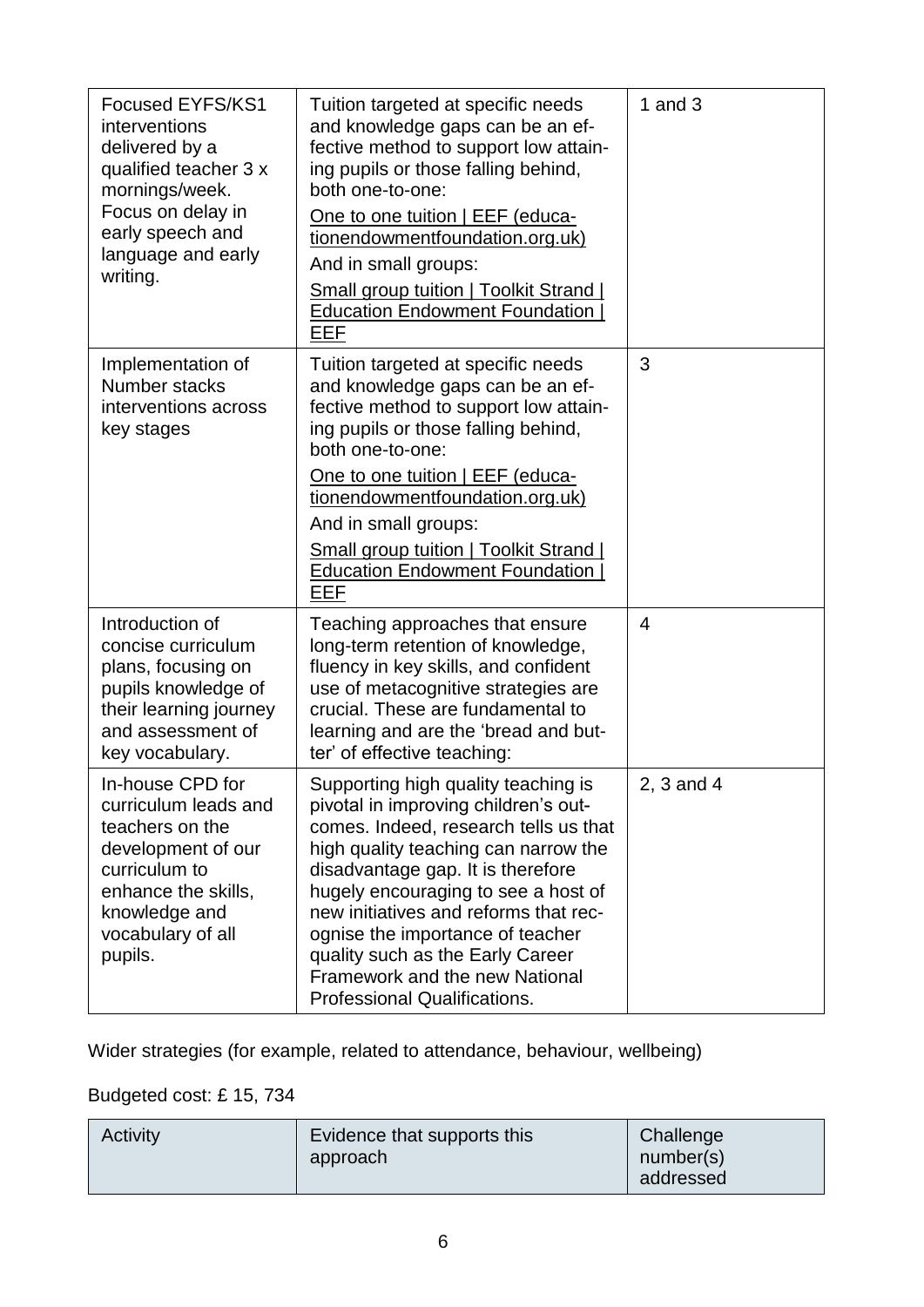| | | |
|---|---|---|
| Focused EYFS/KS1 interventions delivered by a qualified teacher 3 x mornings/week. Focus on delay in early speech and language and early writing. | Tuition targeted at specific needs and knowledge gaps can be an effective method to support low attaining pupils or those falling behind, both one-to-one: One to one tuition \| EEF (educationendowmentfoundation.org.uk) And in small groups: Small group tuition \| Toolkit Strand \| Education Endowment Foundation \| EEF | 1 and 3 |
| Implementation of Number stacks interventions across key stages | Tuition targeted at specific needs and knowledge gaps can be an effective method to support low attaining pupils or those falling behind, both one-to-one: One to one tuition \| EEF (educationendowmentfoundation.org.uk) And in small groups: Small group tuition \| Toolkit Strand \| Education Endowment Foundation \| EEF | 3 |
| Introduction of concise curriculum plans, focusing on pupils knowledge of their learning journey and assessment of key vocabulary. | Teaching approaches that ensure long-term retention of knowledge, fluency in key skills, and confident use of metacognitive strategies are crucial. These are fundamental to learning and are the 'bread and butter' of effective teaching: | 4 |
| In-house CPD for curriculum leads and teachers on the development of our curriculum to enhance the skills, knowledge and vocabulary of all pupils. | Supporting high quality teaching is pivotal in improving children's outcomes. Indeed, research tells us that high quality teaching can narrow the disadvantage gap. It is therefore hugely encouraging to see a host of new initiatives and reforms that recognise the importance of teacher quality such as the Early Career Framework and the new National Professional Qualifications. | 2, 3 and 4 |

Wider strategies (for example, related to attendance, behaviour, wellbeing)

Budgeted cost: £ 15, 734

| Activity | Evidence that supports this approach | Challenge number(s) addressed |
|---|---|---|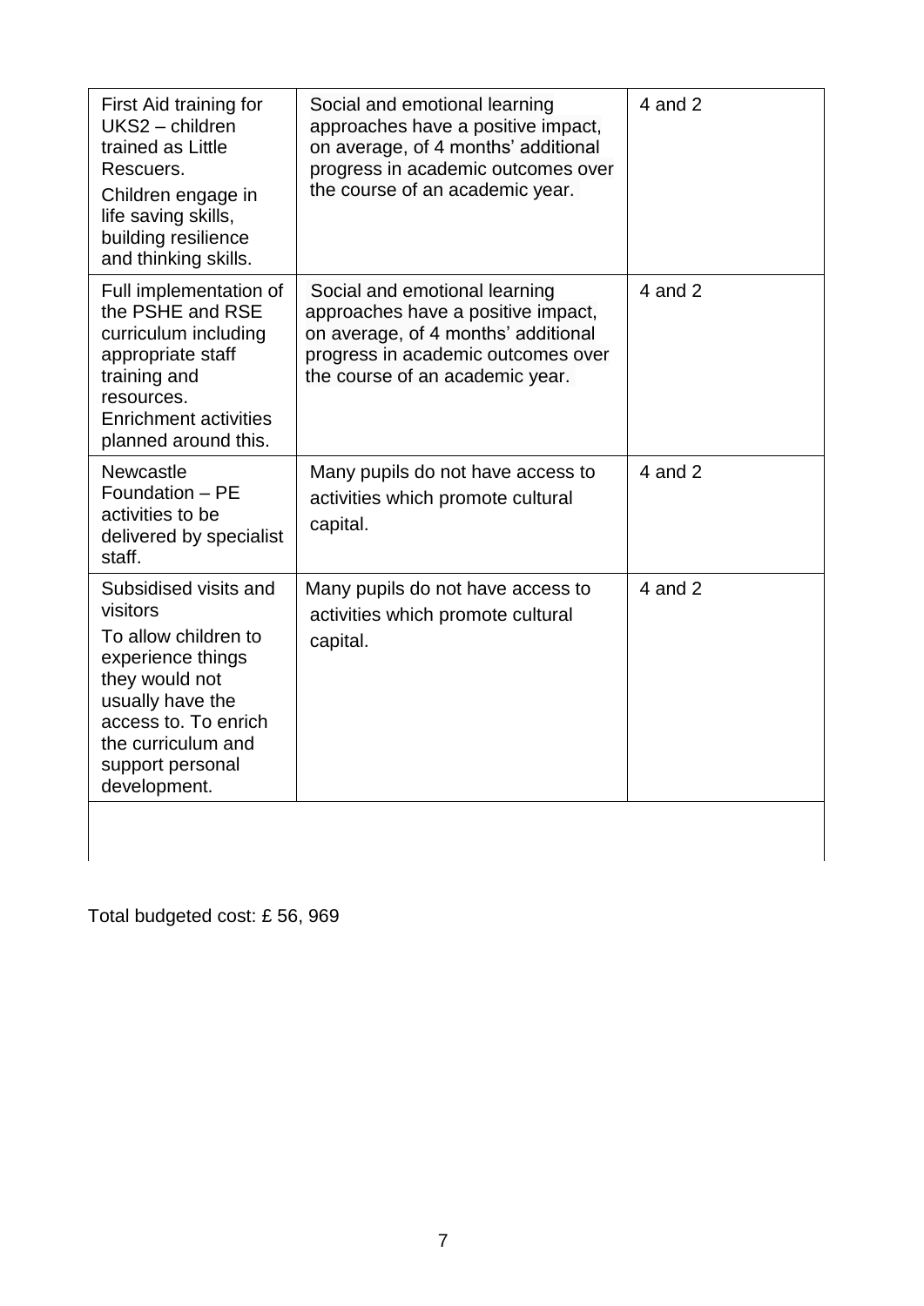| | | |
|---|---|---|
| First Aid training for UKS2 – children trained as Little Rescuers. Children engage in life saving skills, building resilience and thinking skills. | Social and emotional learning approaches have a positive impact, on average, of 4 months' additional progress in academic outcomes over the course of an academic year. | 4 and 2 |
| Full implementation of the PSHE and RSE curriculum including appropriate staff training and resources. Enrichment activities planned around this. | Social and emotional learning approaches have a positive impact, on average, of 4 months' additional progress in academic outcomes over the course of an academic year. | 4 and 2 |
| Newcastle Foundation – PE activities to be delivered by specialist staff. | Many pupils do not have access to activities which promote cultural capital. | 4 and 2 |
| Subsidised visits and visitors To allow children to experience things they would not usually have the access to. To enrich the curriculum and support personal development. | Many pupils do not have access to activities which promote cultural capital. | 4 and 2 |
| | | |

Total budgeted cost: £ 56, 969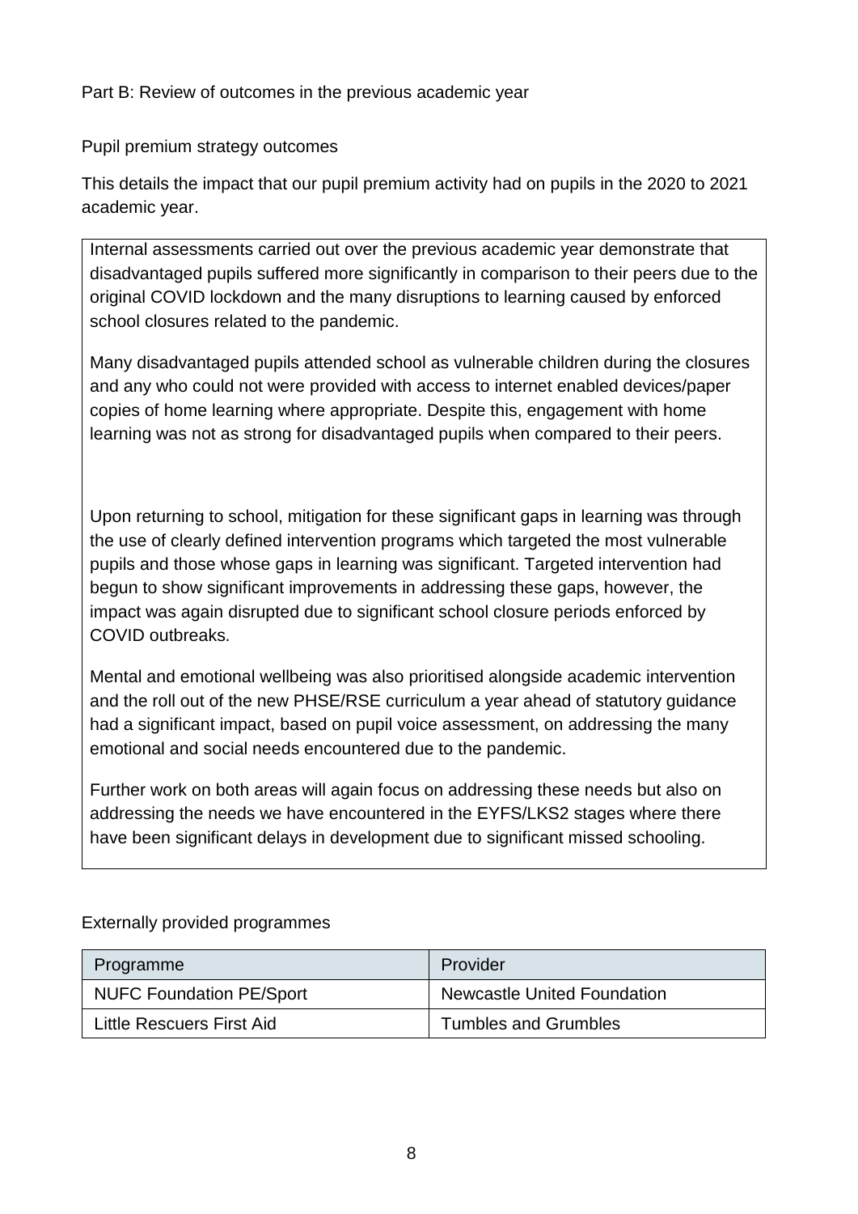Part B: Review of outcomes in the previous academic year

Pupil premium strategy outcomes

This details the impact that our pupil premium activity had on pupils in the 2020 to 2021 academic year.

Internal assessments carried out over the previous academic year demonstrate that disadvantaged pupils suffered more significantly in comparison to their peers due to the original COVID lockdown and the many disruptions to learning caused by enforced school closures related to the pandemic.

Many disadvantaged pupils attended school as vulnerable children during the closures and any who could not were provided with access to internet enabled devices/paper copies of home learning where appropriate. Despite this, engagement with home learning was not as strong for disadvantaged pupils when compared to their peers.

Upon returning to school, mitigation for these significant gaps in learning was through the use of clearly defined intervention programs which targeted the most vulnerable pupils and those whose gaps in learning was significant. Targeted intervention had begun to show significant improvements in addressing these gaps, however, the impact was again disrupted due to significant school closure periods enforced by COVID outbreaks.

Mental and emotional wellbeing was also prioritised alongside academic intervention and the roll out of the new PHSE/RSE curriculum a year ahead of statutory guidance had a significant impact, based on pupil voice assessment, on addressing the many emotional and social needs encountered due to the pandemic.

Further work on both areas will again focus on addressing these needs but also on addressing the needs we have encountered in the EYFS/LKS2 stages where there have been significant delays in development due to significant missed schooling.

Externally provided programmes

| Programme | Provider |
| --- | --- |
| NUFC Foundation PE/Sport | Newcastle United Foundation |
| Little Rescuers First Aid | Tumbles and Grumbles |